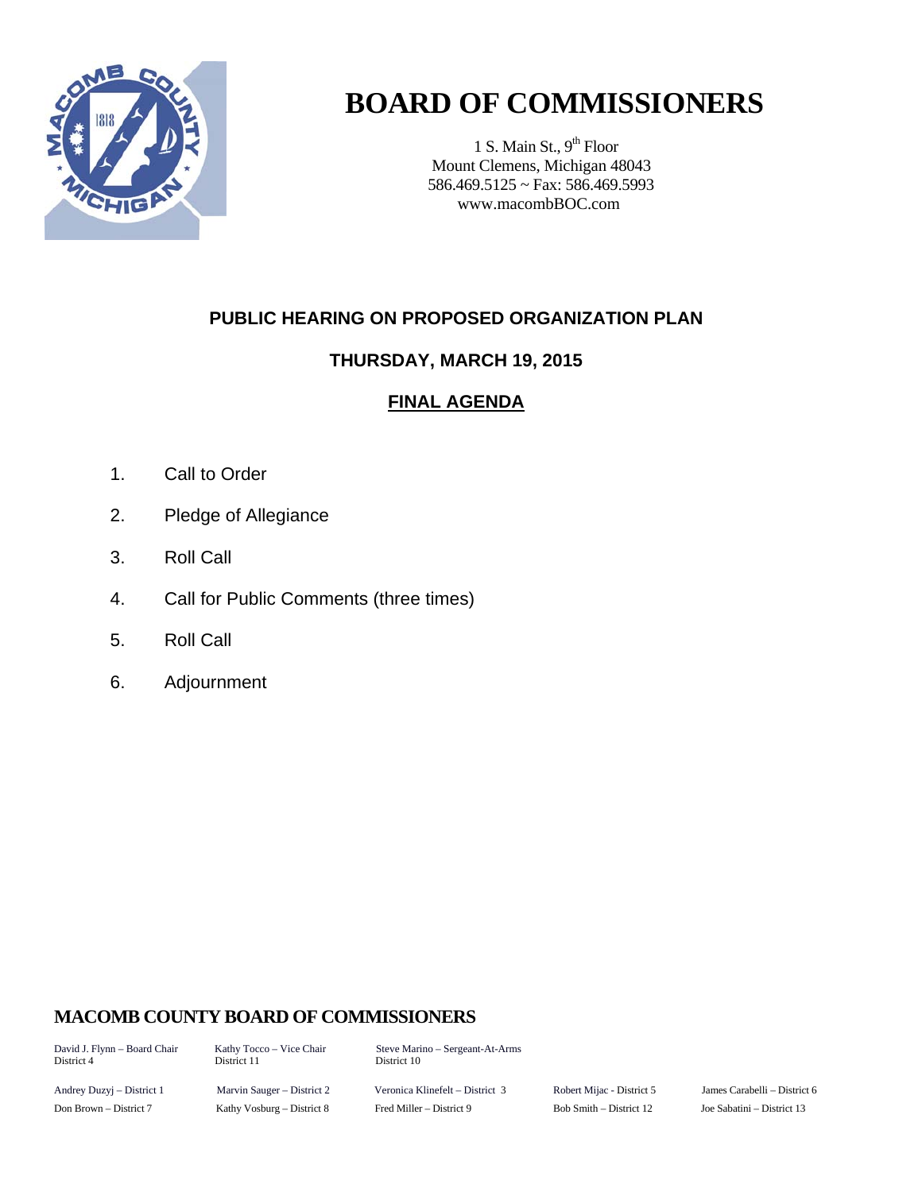# BOARD OF COMMISSIONERS

1 S. Main St., 9th Floor
Mount Clemens, Michigan 48043
586.469.5125 ~ Fax: 586.469.5993
www.macombBOC.com

## PUBLIC HEARING ON PROPOSED ORGANIZATION PLAN

## THURSDAY, MARCH 19, 2015

## FINAL AGENDA

1. Call to Order
2. Pledge of Allegiance
3. Roll Call
4. Call for Public Comments (three times)
5. Roll Call
6. Adjournment

### MACOMB COUNTY BOARD OF COMMISSIONERS

David J. Flynn – Board Chair, District 4
Kathy Tocco – Vice Chair, District 11
Steve Marino – Sergeant-At-Arms, District 10

Andrey Duzyj – District 1
Marvin Sauger – District 2
Veronica Klinefelt – District 3
Robert Mijac - District 5
James Carabelli – District 6
Don Brown – District 7
Kathy Vosburg – District 8
Fred Miller – District 9
Bob Smith – District 12
Joe Sabatini – District 13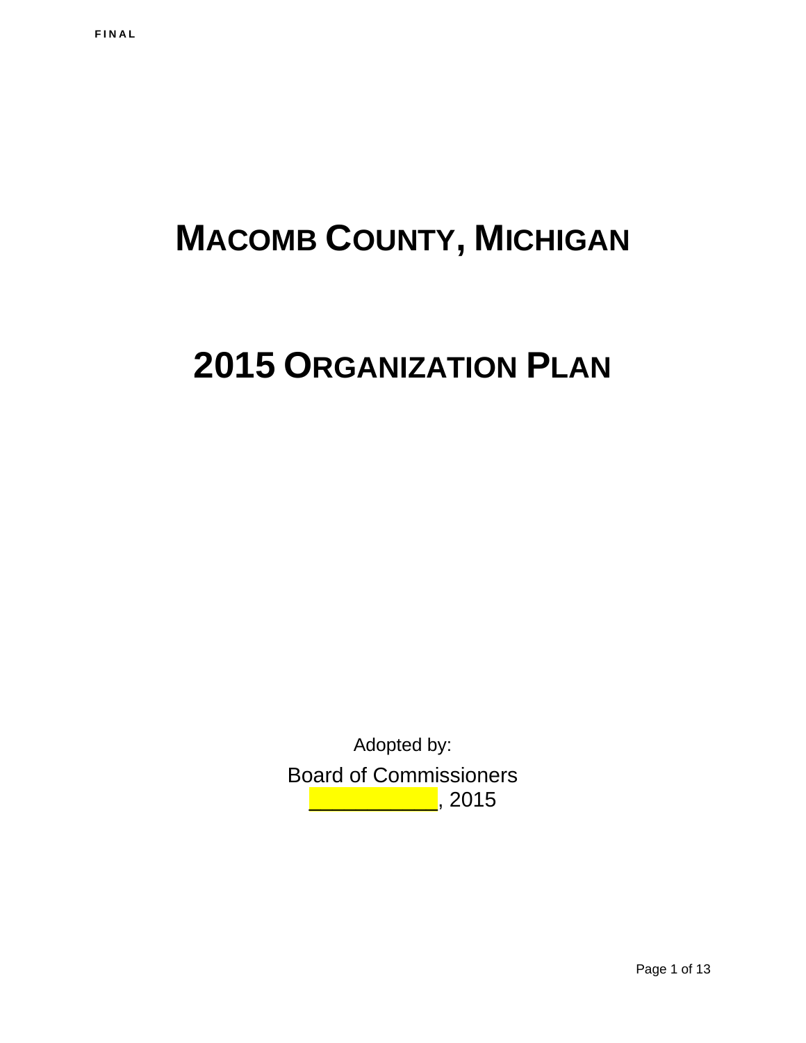# MACOMB COUNTY, MICHIGAN

# 2015 ORGANIZATION PLAN

Adopted by:

Board of Commissioners

___________, 2015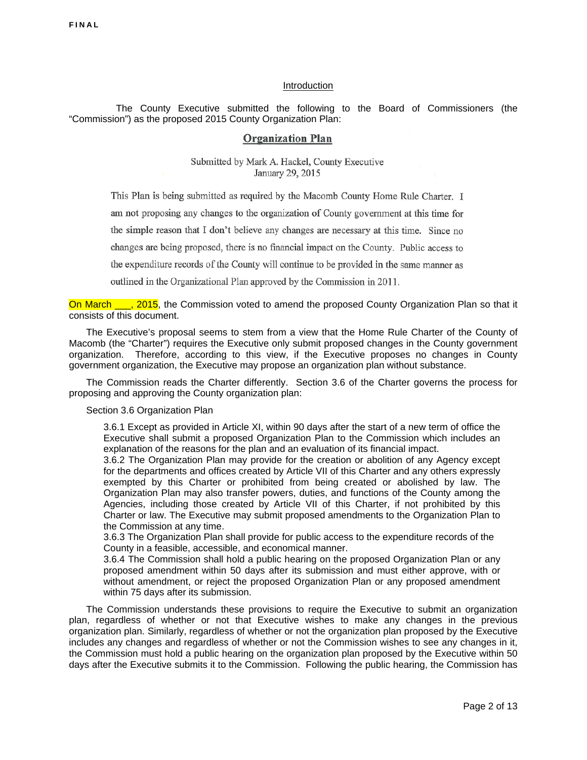## Introduction

The County Executive submitted the following to the Board of Commissioners (the "Commission") as the proposed 2015 County Organization Plan:

### Organization Plan

Submitted by Mark A. Hackel, County Executive
January 29, 2015

This Plan is being submitted as required by the Macomb County Home Rule Charter. I am not proposing any changes to the organization of County government at this time for the simple reason that I don't believe any changes are necessary at this time. Since no changes are being proposed, there is no financial impact on the County. Public access to the expenditure records of the County will continue to be provided in the same manner as outlined in the Organizational Plan approved by the Commission in 2011.

On March ___, 2015, the Commission voted to amend the proposed County Organization Plan so that it consists of this document.

The Executive's proposal seems to stem from a view that the Home Rule Charter of the County of Macomb (the "Charter") requires the Executive only submit proposed changes in the County government organization. Therefore, according to this view, if the Executive proposes no changes in County government organization, the Executive may propose an organization plan without substance.

The Commission reads the Charter differently. Section 3.6 of the Charter governs the process for proposing and approving the County organization plan:

Section 3.6 Organization Plan

> 3.6.1 Except as provided in Article XI, within 90 days after the start of a new term of office the Executive shall submit a proposed Organization Plan to the Commission which includes an explanation of the reasons for the plan and an evaluation of its financial impact.
>
> 3.6.2 The Organization Plan may provide for the creation or abolition of any Agency except for the departments and offices created by Article VII of this Charter and any others expressly exempted by this Charter or prohibited from being created or abolished by law. The Organization Plan may also transfer powers, duties, and functions of the County among the Agencies, including those created by Article VII of this Charter, if not prohibited by this Charter or law. The Executive may submit proposed amendments to the Organization Plan to the Commission at any time.
>
> 3.6.3 The Organization Plan shall provide for public access to the expenditure records of the County in a feasible, accessible, and economical manner.
>
> 3.6.4 The Commission shall hold a public hearing on the proposed Organization Plan or any proposed amendment within 50 days after its submission and must either approve, with or without amendment, or reject the proposed Organization Plan or any proposed amendment within 75 days after its submission.

The Commission understands these provisions to require the Executive to submit an organization plan, regardless of whether or not that Executive wishes to make any changes in the previous organization plan. Similarly, regardless of whether or not the organization plan proposed by the Executive includes any changes and regardless of whether or not the Commission wishes to see any changes in it, the Commission must hold a public hearing on the organization plan proposed by the Executive within 50 days after the Executive submits it to the Commission. Following the public hearing, the Commission has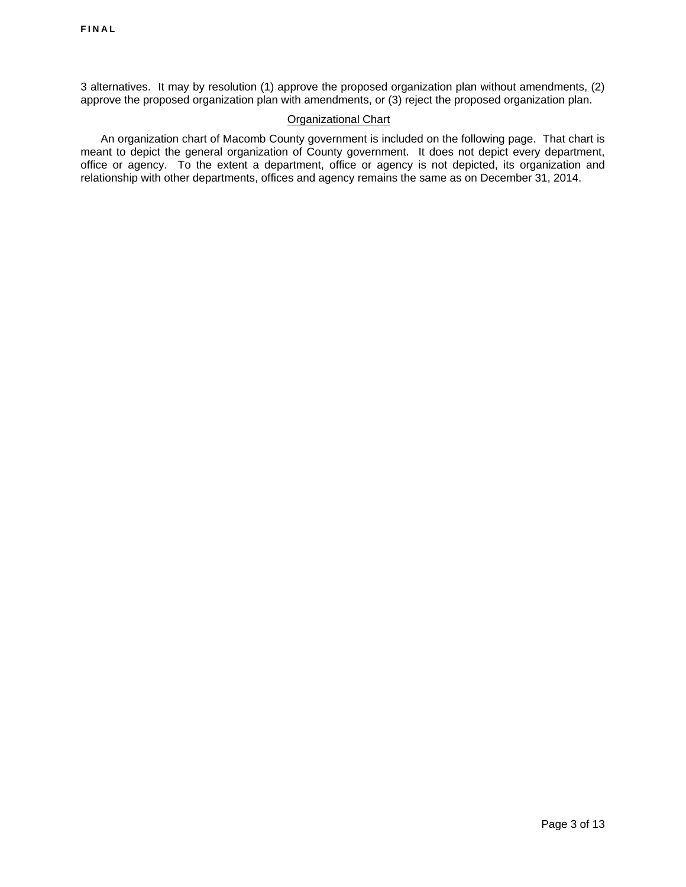3 alternatives. It may by resolution (1) approve the proposed organization plan without amendments, (2) approve the proposed organization plan with amendments, or (3) reject the proposed organization plan.

<u>Organizational Chart</u>

An organization chart of Macomb County government is included on the following page. That chart is meant to depict the general organization of County government. It does not depict every department, office or agency. To the extent a department, office or agency is not depicted, its organization and relationship with other departments, offices and agency remains the same as on December 31, 2014.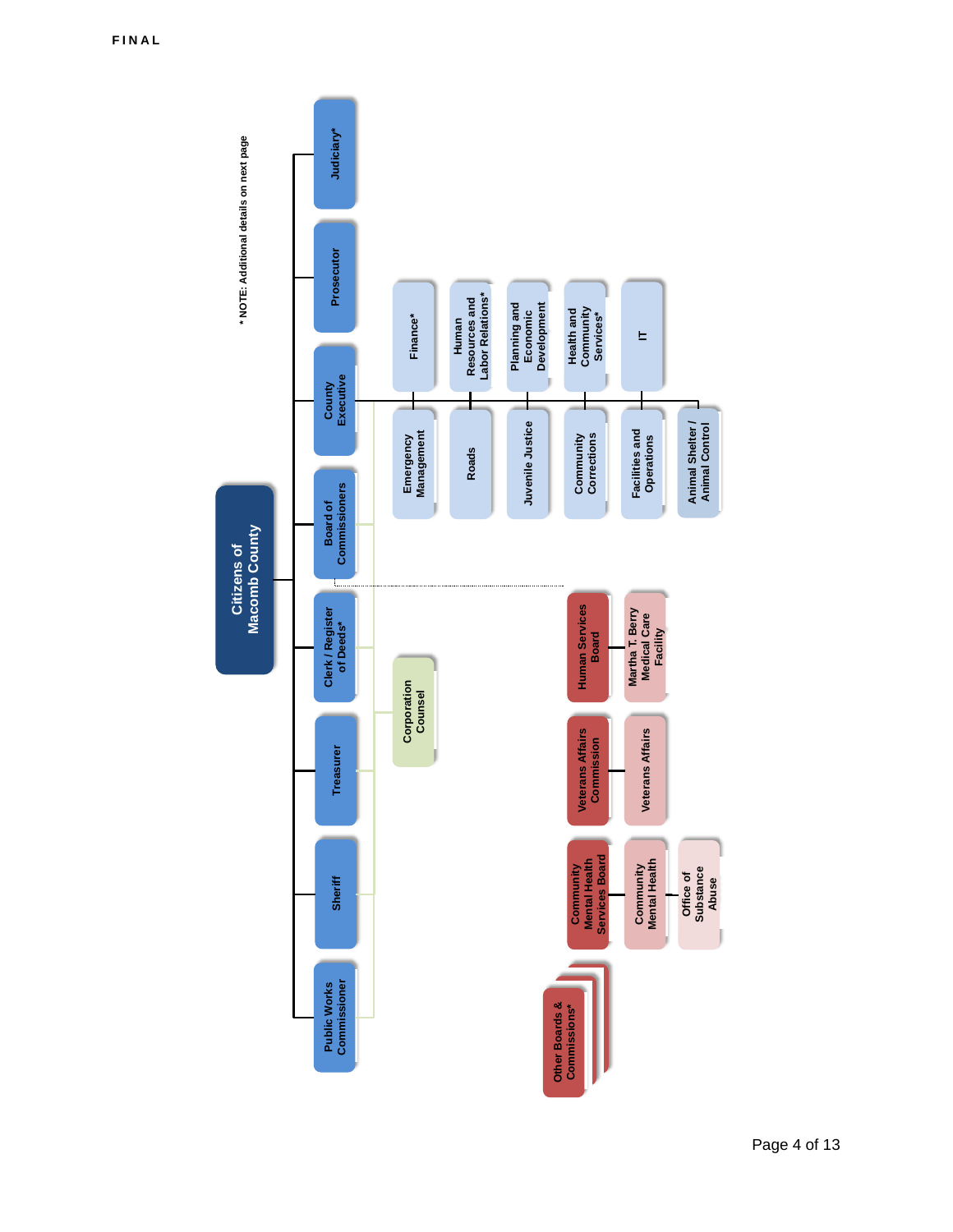FINAL

\* NOTE: Additional details on next page

# Citizens of Macomb County

- Public Works Commissioner
- Sheriff
- Treasurer
- Clerk / Register of Deeds*
- Board of Commissioners
  - Corporation Counsel
  - Community Mental Health Services Board
    - Community Mental Health
      - Office of Substance Abuse
  - Veterans Affairs Commission
    - Veterans Affairs
  - Human Services Board
    - Martha T. Berry Medical Care Facility
  - Other Boards & Commissions*
- County Executive
  - Finance*
  - Human Resources and Labor Relations*
  - Planning and Economic Development
  - Health and Community Services*
  - IT
  - Emergency Management
  - Roads
  - Juvenile Justice
  - Community Corrections
  - Facilities and Operations
  - Animal Shelter / Animal Control
- Prosecutor
- Judiciary*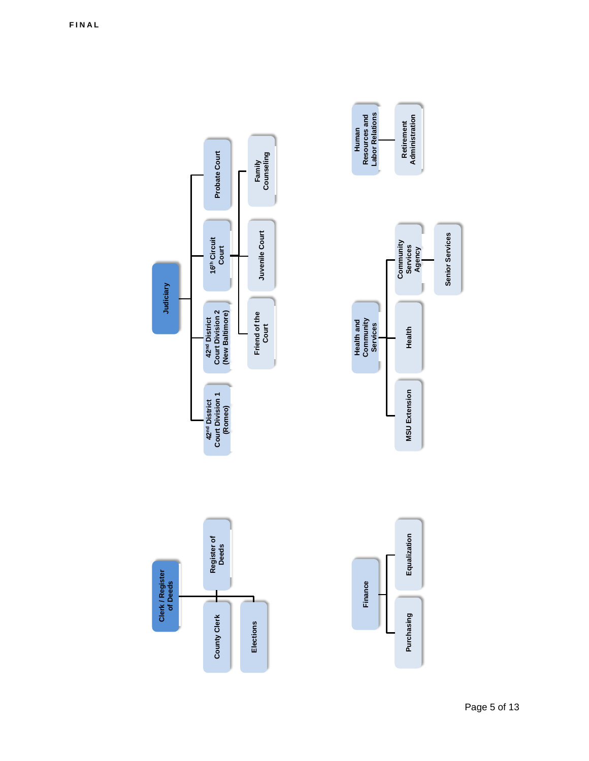FINAL

- **Judiciary**
  - 42nd District Court Division 1 (Romeo)
  - 42nd District Court Division 2 (New Baltimore)
  - 16th Circuit Court
    - Friend of the Court
    - Juvenile Court
    - Family Counseling
  - Probate Court

- **Human Resources and Labor Relations**
  - Retirement Administration

- **Clerk / Register of Deeds**
  - County Clerk
  - Elections
  - Register of Deeds

- **Health and Community Services**
  - MSU Extension
  - Health
  - Community Services Agency
    - Senior Services

- **Finance**
  - Purchasing
  - Equalization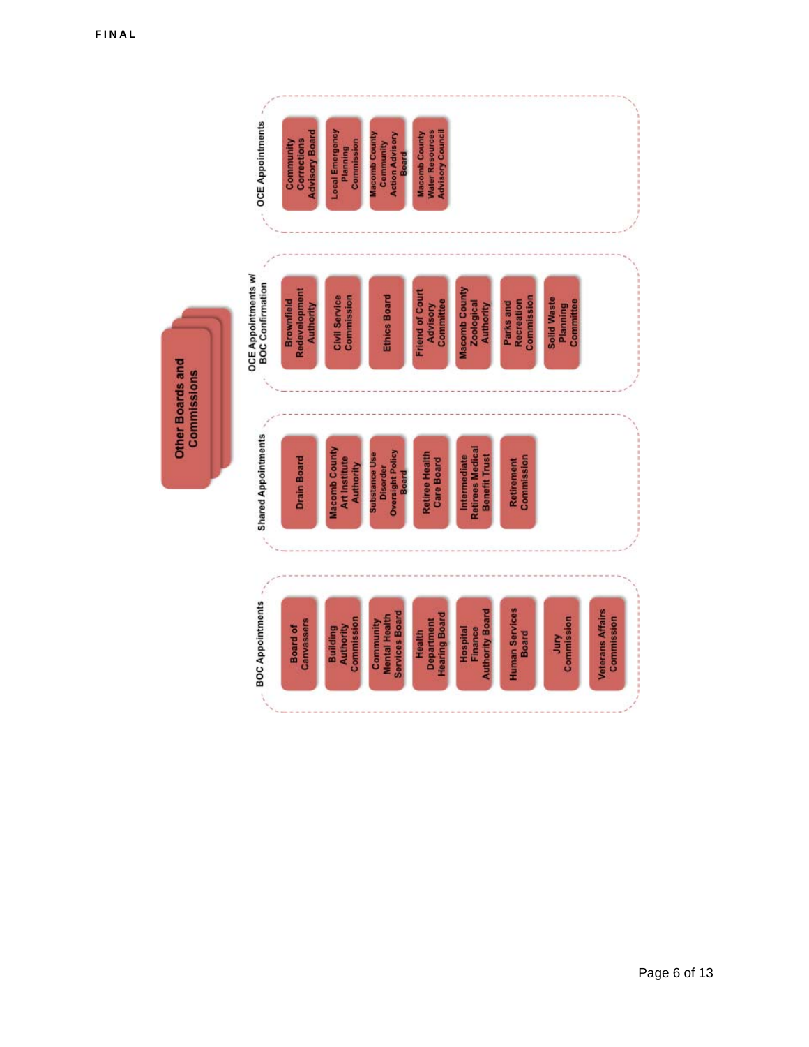FINAL

# Other Boards and Commissions

## BOC Appointments

- Board of Canvassers
- Building Authority Commission
- Community Mental Health Services Board
- Health Department Hearing Board
- Hospital Finance Authority Board
- Human Services Board
- Jury Commission
- Veterans Affairs Commission

## Shared Appointments

- Drain Board
- Macomb County Art Institute Authority
- Substance Use Disorder Oversight Policy Board
- Retiree Health Care Board
- Intermediate Retirees Medical Benefit Trust
- Retirement Commission

## OCE Appointments w/ BOC Confirmation

- Brownfield Redevelopment Authority
- Civil Service Commission
- Ethics Board
- Friend of Court Advisory Committee
- Macomb County Zoological Authority
- Parks and Recreation Commission
- Solid Waste Planning Committee

## OCE Appointments

- Community Corrections Advisory Board
- Local Emergency Planning Commission
- Macomb County Community Action Advisory Board
- Macomb County Water Resources Advisory Council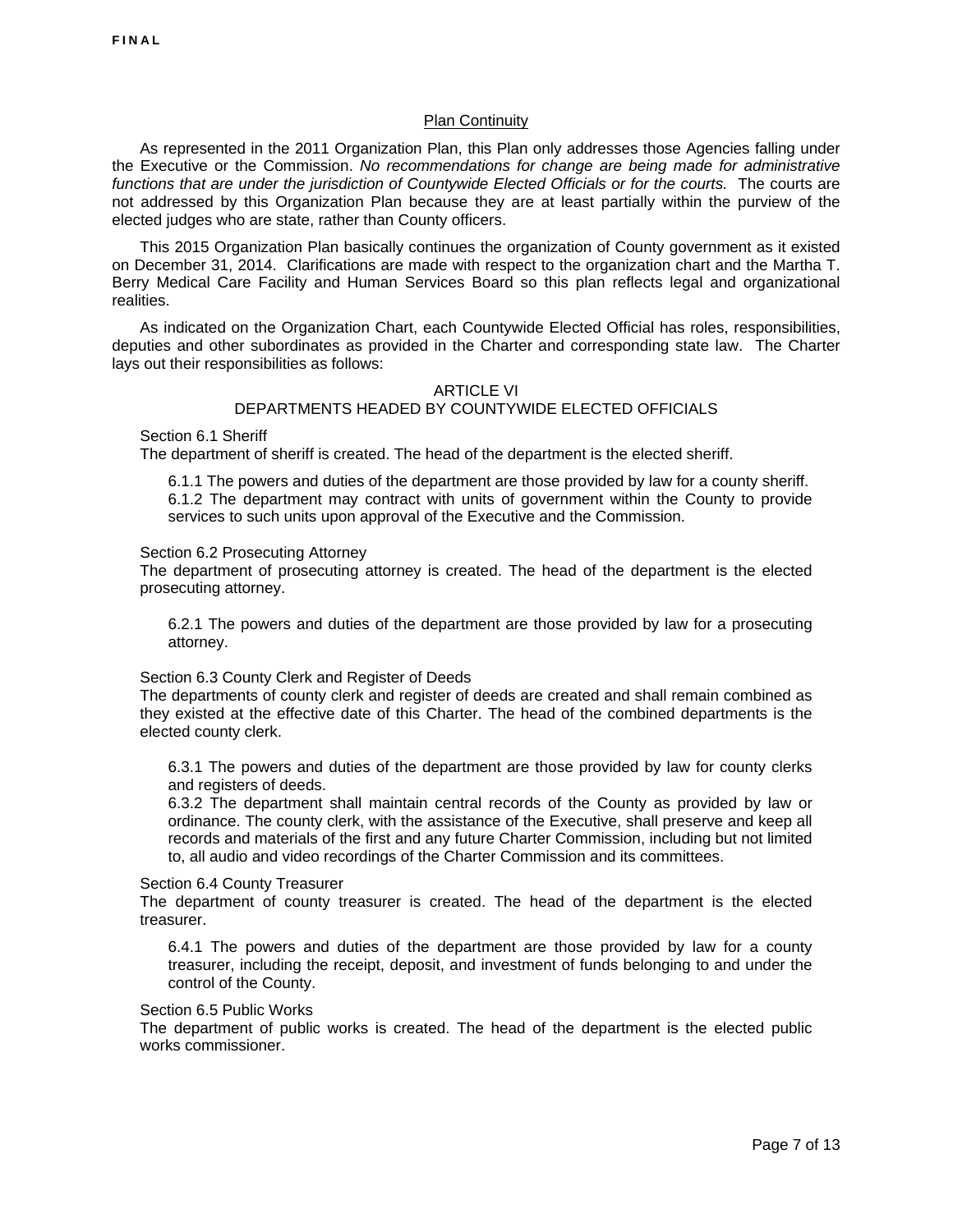## Plan Continuity

As represented in the 2011 Organization Plan, this Plan only addresses those Agencies falling under the Executive or the Commission. *No recommendations for change are being made for administrative functions that are under the jurisdiction of Countywide Elected Officials or for the courts.* The courts are not addressed by this Organization Plan because they are at least partially within the purview of the elected judges who are state, rather than County officers.

This 2015 Organization Plan basically continues the organization of County government as it existed on December 31, 2014. Clarifications are made with respect to the organization chart and the Martha T. Berry Medical Care Facility and Human Services Board so this plan reflects legal and organizational realities.

As indicated on the Organization Chart, each Countywide Elected Official has roles, responsibilities, deputies and other subordinates as provided in the Charter and corresponding state law. The Charter lays out their responsibilities as follows:

### ARTICLE VI
### DEPARTMENTS HEADED BY COUNTYWIDE ELECTED OFFICIALS

Section 6.1 Sheriff
The department of sheriff is created. The head of the department is the elected sheriff.

6.1.1 The powers and duties of the department are those provided by law for a county sheriff.
6.1.2 The department may contract with units of government within the County to provide services to such units upon approval of the Executive and the Commission.

Section 6.2 Prosecuting Attorney
The department of prosecuting attorney is created. The head of the department is the elected prosecuting attorney.

6.2.1 The powers and duties of the department are those provided by law for a prosecuting attorney.

Section 6.3 County Clerk and Register of Deeds
The departments of county clerk and register of deeds are created and shall remain combined as they existed at the effective date of this Charter. The head of the combined departments is the elected county clerk.

6.3.1 The powers and duties of the department are those provided by law for county clerks and registers of deeds.
6.3.2 The department shall maintain central records of the County as provided by law or ordinance. The county clerk, with the assistance of the Executive, shall preserve and keep all records and materials of the first and any future Charter Commission, including but not limited to, all audio and video recordings of the Charter Commission and its committees.

Section 6.4 County Treasurer
The department of county treasurer is created. The head of the department is the elected treasurer.

6.4.1 The powers and duties of the department are those provided by law for a county treasurer, including the receipt, deposit, and investment of funds belonging to and under the control of the County.

Section 6.5 Public Works
The department of public works is created. The head of the department is the elected public works commissioner.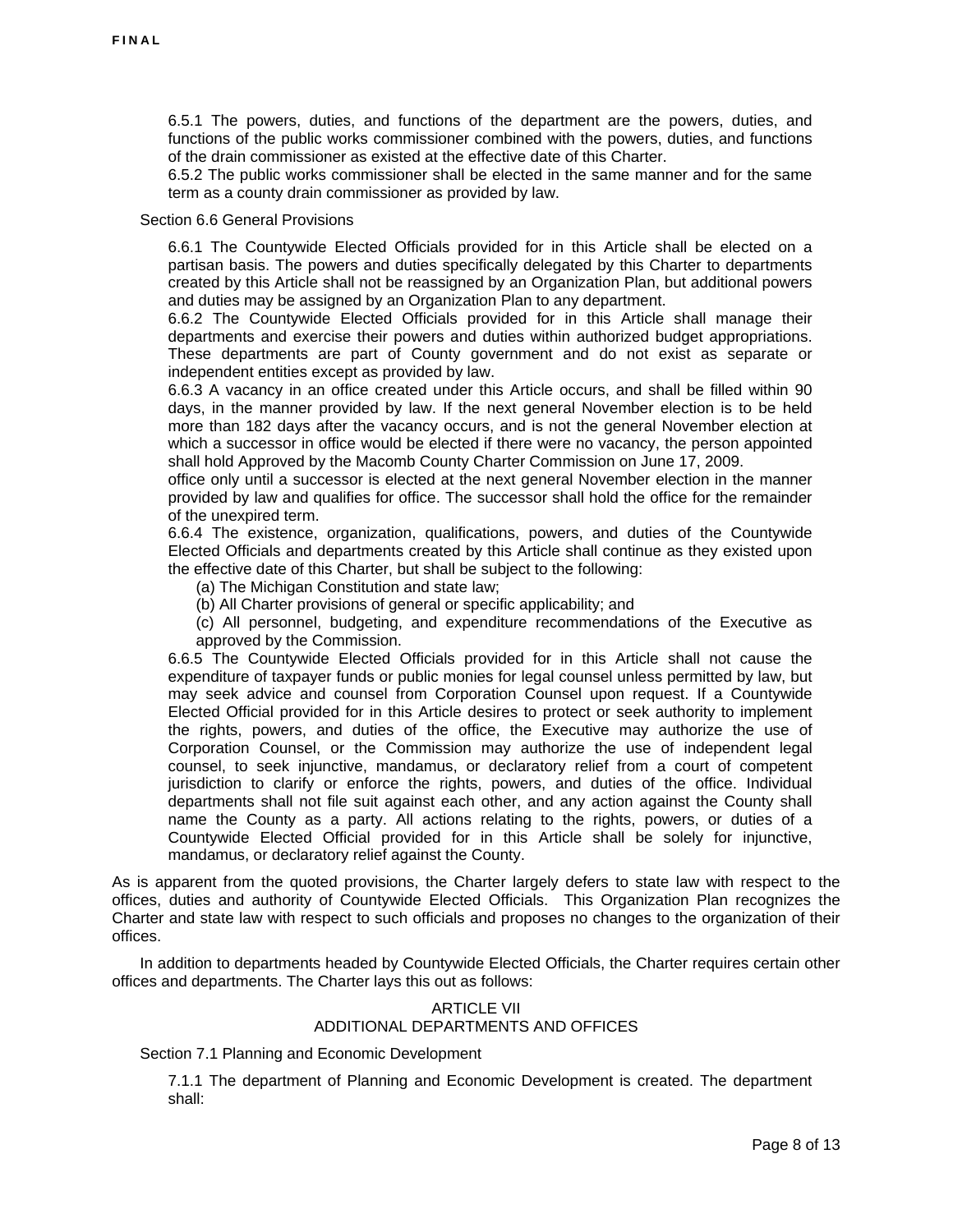6.5.1 The powers, duties, and functions of the department are the powers, duties, and functions of the public works commissioner combined with the powers, duties, and functions of the drain commissioner as existed at the effective date of this Charter.

6.5.2 The public works commissioner shall be elected in the same manner and for the same term as a county drain commissioner as provided by law.

Section 6.6 General Provisions

6.6.1 The Countywide Elected Officials provided for in this Article shall be elected on a partisan basis. The powers and duties specifically delegated by this Charter to departments created by this Article shall not be reassigned by an Organization Plan, but additional powers and duties may be assigned by an Organization Plan to any department.

6.6.2 The Countywide Elected Officials provided for in this Article shall manage their departments and exercise their powers and duties within authorized budget appropriations. These departments are part of County government and do not exist as separate or independent entities except as provided by law.

6.6.3 A vacancy in an office created under this Article occurs, and shall be filled within 90 days, in the manner provided by law. If the next general November election is to be held more than 182 days after the vacancy occurs, and is not the general November election at which a successor in office would be elected if there were no vacancy, the person appointed shall hold Approved by the Macomb County Charter Commission on June 17, 2009.
office only until a successor is elected at the next general November election in the manner provided by law and qualifies for office. The successor shall hold the office for the remainder of the unexpired term.

6.6.4 The existence, organization, qualifications, powers, and duties of the Countywide Elected Officials and departments created by this Article shall continue as they existed upon the effective date of this Charter, but shall be subject to the following:

(a) The Michigan Constitution and state law;

(b) All Charter provisions of general or specific applicability; and

(c) All personnel, budgeting, and expenditure recommendations of the Executive as approved by the Commission.

6.6.5 The Countywide Elected Officials provided for in this Article shall not cause the expenditure of taxpayer funds or public monies for legal counsel unless permitted by law, but may seek advice and counsel from Corporation Counsel upon request. If a Countywide Elected Official provided for in this Article desires to protect or seek authority to implement the rights, powers, and duties of the office, the Executive may authorize the use of Corporation Counsel, or the Commission may authorize the use of independent legal counsel, to seek injunctive, mandamus, or declaratory relief from a court of competent jurisdiction to clarify or enforce the rights, powers, and duties of the office. Individual departments shall not file suit against each other, and any action against the County shall name the County as a party. All actions relating to the rights, powers, or duties of a Countywide Elected Official provided for in this Article shall be solely for injunctive, mandamus, or declaratory relief against the County.

As is apparent from the quoted provisions, the Charter largely defers to state law with respect to the offices, duties and authority of Countywide Elected Officials. This Organization Plan recognizes the Charter and state law with respect to such officials and proposes no changes to the organization of their offices.

In addition to departments headed by Countywide Elected Officials, the Charter requires certain other offices and departments. The Charter lays this out as follows:

ARTICLE VII
ADDITIONAL DEPARTMENTS AND OFFICES

Section 7.1 Planning and Economic Development

7.1.1 The department of Planning and Economic Development is created. The department shall: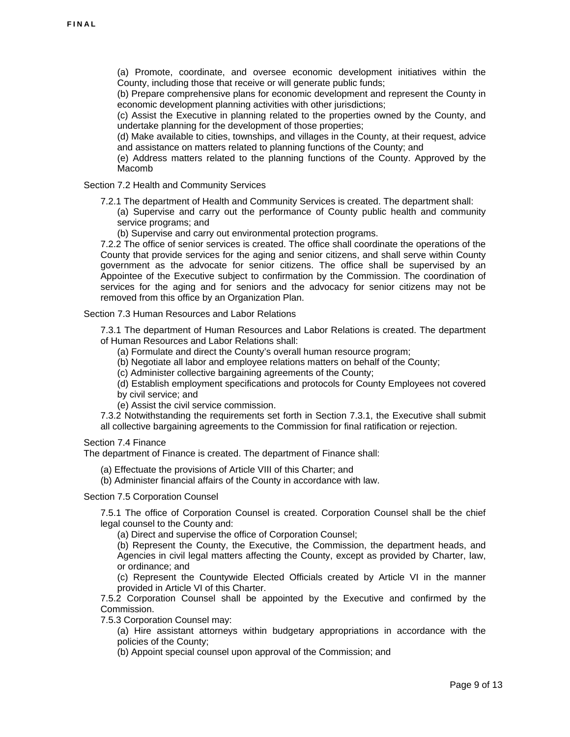(a) Promote, coordinate, and oversee economic development initiatives within the County, including those that receive or will generate public funds;

(b) Prepare comprehensive plans for economic development and represent the County in economic development planning activities with other jurisdictions;

(c) Assist the Executive in planning related to the properties owned by the County, and undertake planning for the development of those properties;

(d) Make available to cities, townships, and villages in the County, at their request, advice and assistance on matters related to planning functions of the County; and

(e) Address matters related to the planning functions of the County. Approved by the Macomb

Section 7.2 Health and Community Services

7.2.1 The department of Health and Community Services is created. The department shall:

(a) Supervise and carry out the performance of County public health and community service programs; and

(b) Supervise and carry out environmental protection programs.

7.2.2 The office of senior services is created. The office shall coordinate the operations of the County that provide services for the aging and senior citizens, and shall serve within County government as the advocate for senior citizens. The office shall be supervised by an Appointee of the Executive subject to confirmation by the Commission. The coordination of services for the aging and for seniors and the advocacy for senior citizens may not be removed from this office by an Organization Plan.

Section 7.3 Human Resources and Labor Relations

7.3.1 The department of Human Resources and Labor Relations is created. The department of Human Resources and Labor Relations shall:

(a) Formulate and direct the County's overall human resource program;

(b) Negotiate all labor and employee relations matters on behalf of the County;

(c) Administer collective bargaining agreements of the County;

(d) Establish employment specifications and protocols for County Employees not covered by civil service; and

(e) Assist the civil service commission.

7.3.2 Notwithstanding the requirements set forth in Section 7.3.1, the Executive shall submit all collective bargaining agreements to the Commission for final ratification or rejection.

Section 7.4 Finance

The department of Finance is created. The department of Finance shall:

(a) Effectuate the provisions of Article VIII of this Charter; and

(b) Administer financial affairs of the County in accordance with law.

Section 7.5 Corporation Counsel

7.5.1 The office of Corporation Counsel is created. Corporation Counsel shall be the chief legal counsel to the County and:

(a) Direct and supervise the office of Corporation Counsel;

(b) Represent the County, the Executive, the Commission, the department heads, and Agencies in civil legal matters affecting the County, except as provided by Charter, law, or ordinance; and

(c) Represent the Countywide Elected Officials created by Article VI in the manner provided in Article VI of this Charter.

7.5.2 Corporation Counsel shall be appointed by the Executive and confirmed by the Commission.

7.5.3 Corporation Counsel may:

(a) Hire assistant attorneys within budgetary appropriations in accordance with the policies of the County;

(b) Appoint special counsel upon approval of the Commission; and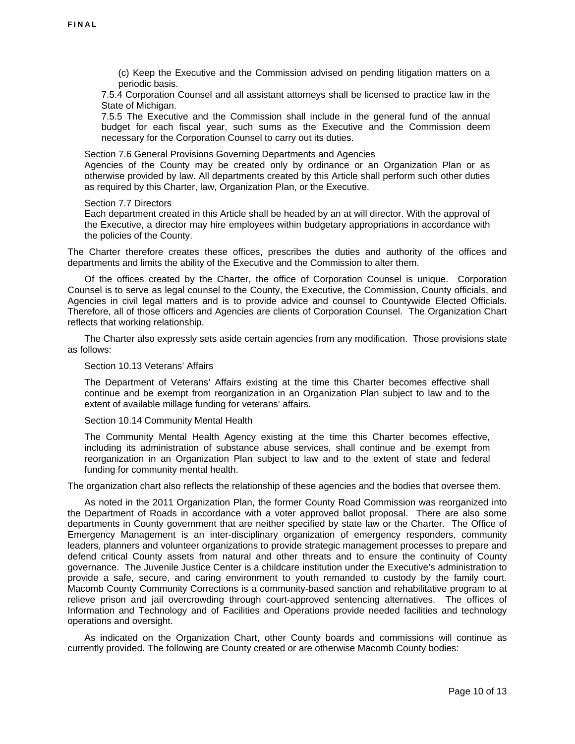(c) Keep the Executive and the Commission advised on pending litigation matters on a periodic basis.

7.5.4 Corporation Counsel and all assistant attorneys shall be licensed to practice law in the State of Michigan.

7.5.5 The Executive and the Commission shall include in the general fund of the annual budget for each fiscal year, such sums as the Executive and the Commission deem necessary for the Corporation Counsel to carry out its duties.

Section 7.6 General Provisions Governing Departments and Agencies

Agencies of the County may be created only by ordinance or an Organization Plan or as otherwise provided by law. All departments created by this Article shall perform such other duties as required by this Charter, law, Organization Plan, or the Executive.

Section 7.7 Directors

Each department created in this Article shall be headed by an at will director. With the approval of the Executive, a director may hire employees within budgetary appropriations in accordance with the policies of the County.

The Charter therefore creates these offices, prescribes the duties and authority of the offices and departments and limits the ability of the Executive and the Commission to alter them.

Of the offices created by the Charter, the office of Corporation Counsel is unique. Corporation Counsel is to serve as legal counsel to the County, the Executive, the Commission, County officials, and Agencies in civil legal matters and is to provide advice and counsel to Countywide Elected Officials. Therefore, all of those officers and Agencies are clients of Corporation Counsel. The Organization Chart reflects that working relationship.

The Charter also expressly sets aside certain agencies from any modification. Those provisions state as follows:

Section 10.13 Veterans' Affairs

The Department of Veterans' Affairs existing at the time this Charter becomes effective shall continue and be exempt from reorganization in an Organization Plan subject to law and to the extent of available millage funding for veterans' affairs.

Section 10.14 Community Mental Health

The Community Mental Health Agency existing at the time this Charter becomes effective, including its administration of substance abuse services, shall continue and be exempt from reorganization in an Organization Plan subject to law and to the extent of state and federal funding for community mental health.

The organization chart also reflects the relationship of these agencies and the bodies that oversee them.

As noted in the 2011 Organization Plan, the former County Road Commission was reorganized into the Department of Roads in accordance with a voter approved ballot proposal. There are also some departments in County government that are neither specified by state law or the Charter. The Office of Emergency Management is an inter-disciplinary organization of emergency responders, community leaders, planners and volunteer organizations to provide strategic management processes to prepare and defend critical County assets from natural and other threats and to ensure the continuity of County governance. The Juvenile Justice Center is a childcare institution under the Executive's administration to provide a safe, secure, and caring environment to youth remanded to custody by the family court. Macomb County Community Corrections is a community-based sanction and rehabilitative program to at relieve prison and jail overcrowding through court-approved sentencing alternatives. The offices of Information and Technology and of Facilities and Operations provide needed facilities and technology operations and oversight.

As indicated on the Organization Chart, other County boards and commissions will continue as currently provided. The following are County created or are otherwise Macomb County bodies: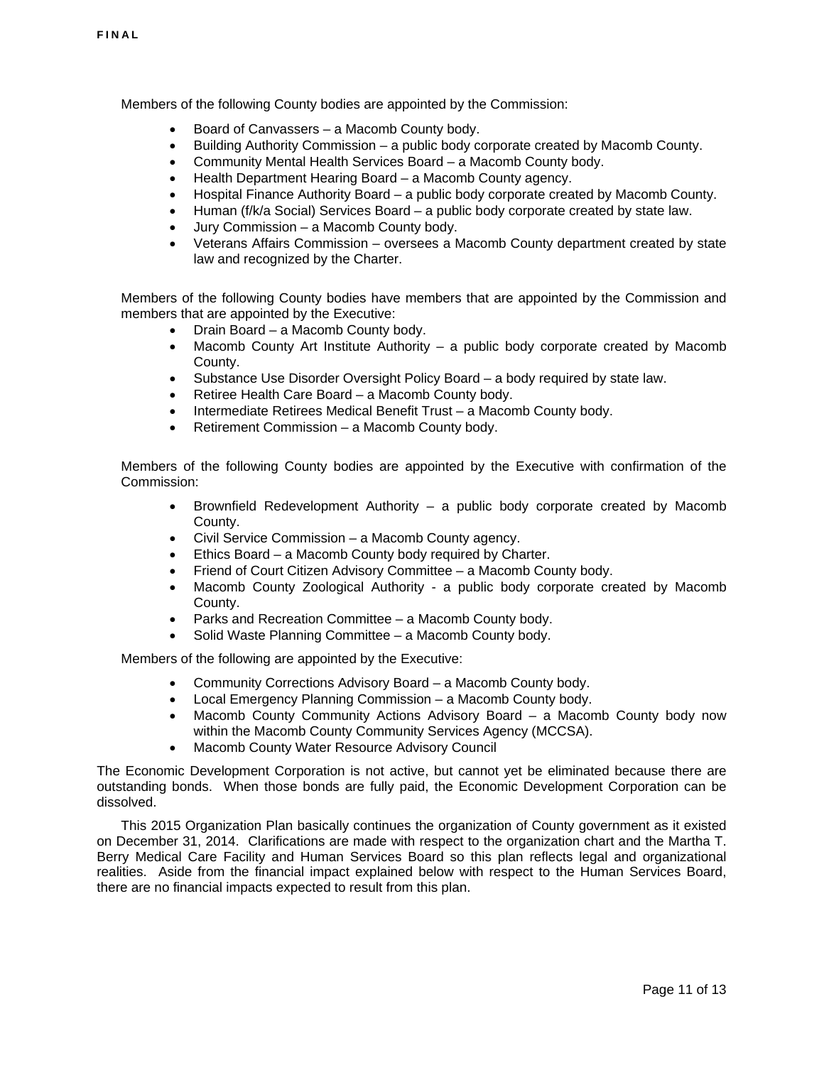Members of the following County bodies are appointed by the Commission:

- Board of Canvassers – a Macomb County body.
- Building Authority Commission – a public body corporate created by Macomb County.
- Community Mental Health Services Board – a Macomb County body.
- Health Department Hearing Board – a Macomb County agency.
- Hospital Finance Authority Board – a public body corporate created by Macomb County.
- Human (f/k/a Social) Services Board – a public body corporate created by state law.
- Jury Commission – a Macomb County body.
- Veterans Affairs Commission – oversees a Macomb County department created by state law and recognized by the Charter.

Members of the following County bodies have members that are appointed by the Commission and members that are appointed by the Executive:

- Drain Board – a Macomb County body.
- Macomb County Art Institute Authority – a public body corporate created by Macomb County.
- Substance Use Disorder Oversight Policy Board – a body required by state law.
- Retiree Health Care Board – a Macomb County body.
- Intermediate Retirees Medical Benefit Trust – a Macomb County body.
- Retirement Commission – a Macomb County body.

Members of the following County bodies are appointed by the Executive with confirmation of the Commission:

- Brownfield Redevelopment Authority – a public body corporate created by Macomb County.
- Civil Service Commission – a Macomb County agency.
- Ethics Board – a Macomb County body required by Charter.
- Friend of Court Citizen Advisory Committee – a Macomb County body.
- Macomb County Zoological Authority - a public body corporate created by Macomb County.
- Parks and Recreation Committee – a Macomb County body.
- Solid Waste Planning Committee – a Macomb County body.

Members of the following are appointed by the Executive:

- Community Corrections Advisory Board – a Macomb County body.
- Local Emergency Planning Commission – a Macomb County body.
- Macomb County Community Actions Advisory Board – a Macomb County body now within the Macomb County Community Services Agency (MCCSA).
- Macomb County Water Resource Advisory Council

The Economic Development Corporation is not active, but cannot yet be eliminated because there are outstanding bonds. When those bonds are fully paid, the Economic Development Corporation can be dissolved.

This 2015 Organization Plan basically continues the organization of County government as it existed on December 31, 2014. Clarifications are made with respect to the organization chart and the Martha T. Berry Medical Care Facility and Human Services Board so this plan reflects legal and organizational realities. Aside from the financial impact explained below with respect to the Human Services Board, there are no financial impacts expected to result from this plan.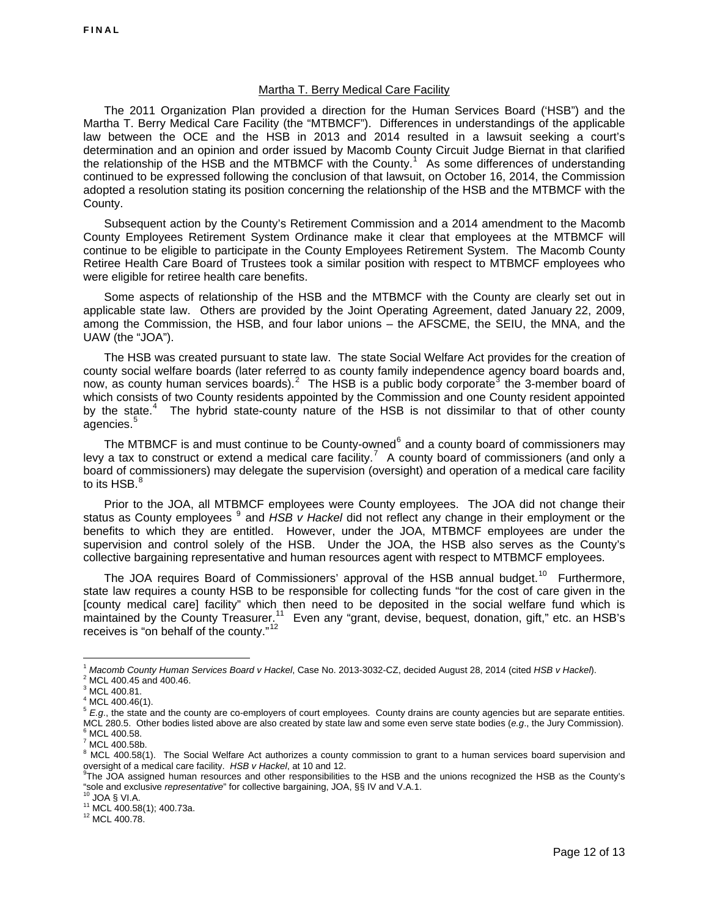**FINAL**

Martha T. Berry Medical Care Facility

The 2011 Organization Plan provided a direction for the Human Services Board ('HSB") and the Martha T. Berry Medical Care Facility (the "MTBMCF"). Differences in understandings of the applicable law between the OCE and the HSB in 2013 and 2014 resulted in a lawsuit seeking a court's determination and an opinion and order issued by Macomb County Circuit Judge Biernat in that clarified the relationship of the HSB and the MTBMCF with the County.[1] As some differences of understanding continued to be expressed following the conclusion of that lawsuit, on October 16, 2014, the Commission adopted a resolution stating its position concerning the relationship of the HSB and the MTBMCF with the County.

Subsequent action by the County's Retirement Commission and a 2014 amendment to the Macomb County Employees Retirement System Ordinance make it clear that employees at the MTBMCF will continue to be eligible to participate in the County Employees Retirement System. The Macomb County Retiree Health Care Board of Trustees took a similar position with respect to MTBMCF employees who were eligible for retiree health care benefits.

Some aspects of relationship of the HSB and the MTBMCF with the County are clearly set out in applicable state law. Others are provided by the Joint Operating Agreement, dated January 22, 2009, among the Commission, the HSB, and four labor unions – the AFSCME, the SEIU, the MNA, and the UAW (the "JOA").

The HSB was created pursuant to state law. The state Social Welfare Act provides for the creation of county social welfare boards (later referred to as county family independence agency board boards and, now, as county human services boards).[2] The HSB is a public body corporate[3] the 3-member board of which consists of two County residents appointed by the Commission and one County resident appointed by the state.[4] The hybrid state-county nature of the HSB is not dissimilar to that of other county agencies.[5]

The MTBMCF is and must continue to be County-owned[6] and a county board of commissioners may levy a tax to construct or extend a medical care facility.[7] A county board of commissioners (and only a board of commissioners) may delegate the supervision (oversight) and operation of a medical care facility to its HSB.[8]

Prior to the JOA, all MTBMCF employees were County employees. The JOA did not change their status as County employees [9] and *HSB v Hackel* did not reflect any change in their employment or the benefits to which they are entitled. However, under the JOA, MTBMCF employees are under the supervision and control solely of the HSB. Under the JOA, the HSB also serves as the County's collective bargaining representative and human resources agent with respect to MTBMCF employees.

The JOA requires Board of Commissioners' approval of the HSB annual budget.[10] Furthermore, state law requires a county HSB to be responsible for collecting funds "for the cost of care given in the [county medical care] facility" which then need to be deposited in the social welfare fund which is maintained by the County Treasurer.[11] Even any "grant, devise, bequest, donation, gift," etc. an HSB's receives is "on behalf of the county."[12]

---

[1] *Macomb County Human Services Board v Hackel*, Case No. 2013-3032-CZ, decided August 28, 2014 (cited *HSB v Hackel*).
[2] MCL 400.45 and 400.46.
[3] MCL 400.81.
[4] MCL 400.46(1).
[5] *E.g.*, the state and the county are co-employers of court employees. County drains are county agencies but are separate entities. MCL 280.5. Other bodies listed above are also created by state law and some even serve state bodies (*e.g.*, the Jury Commission).
[6] MCL 400.58.
[7] MCL 400.58b.
[8] MCL 400.58(1). The Social Welfare Act authorizes a county commission to grant to a human services board supervision and oversight of a medical care facility. *HSB v Hackel*, at 10 and 12.
[9] The JOA assigned human resources and other responsibilities to the HSB and the unions recognized the HSB as the County's "sole and exclusive *representative*" for collective bargaining, JOA, §§ IV and V.A.1.
[10] JOA § VI.A.
[11] MCL 400.58(1); 400.73a.
[12] MCL 400.78.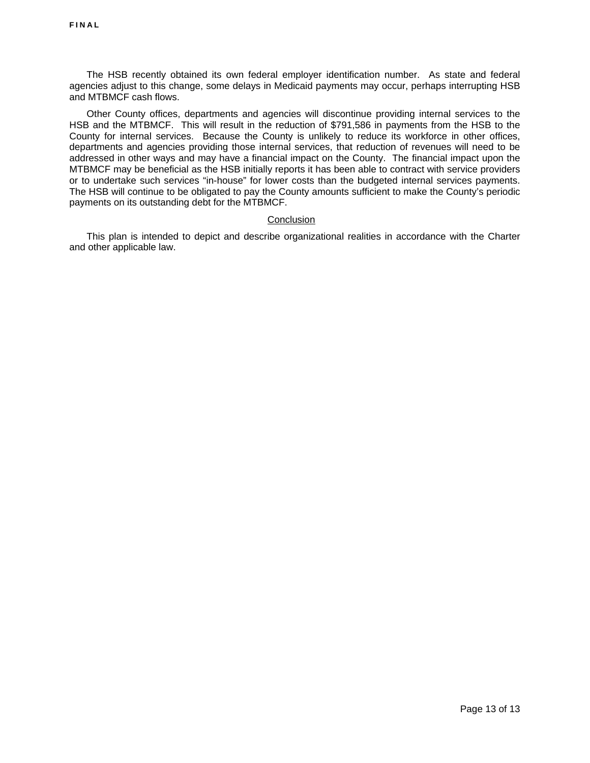The HSB recently obtained its own federal employer identification number. As state and federal agencies adjust to this change, some delays in Medicaid payments may occur, perhaps interrupting HSB and MTBMCF cash flows.

Other County offices, departments and agencies will discontinue providing internal services to the HSB and the MTBMCF. This will result in the reduction of $791,586 in payments from the HSB to the County for internal services. Because the County is unlikely to reduce its workforce in other offices, departments and agencies providing those internal services, that reduction of revenues will need to be addressed in other ways and may have a financial impact on the County. The financial impact upon the MTBMCF may be beneficial as the HSB initially reports it has been able to contract with service providers or to undertake such services "in-house" for lower costs than the budgeted internal services payments. The HSB will continue to be obligated to pay the County amounts sufficient to make the County's periodic payments on its outstanding debt for the MTBMCF.

## Conclusion

This plan is intended to depict and describe organizational realities in accordance with the Charter and other applicable law.